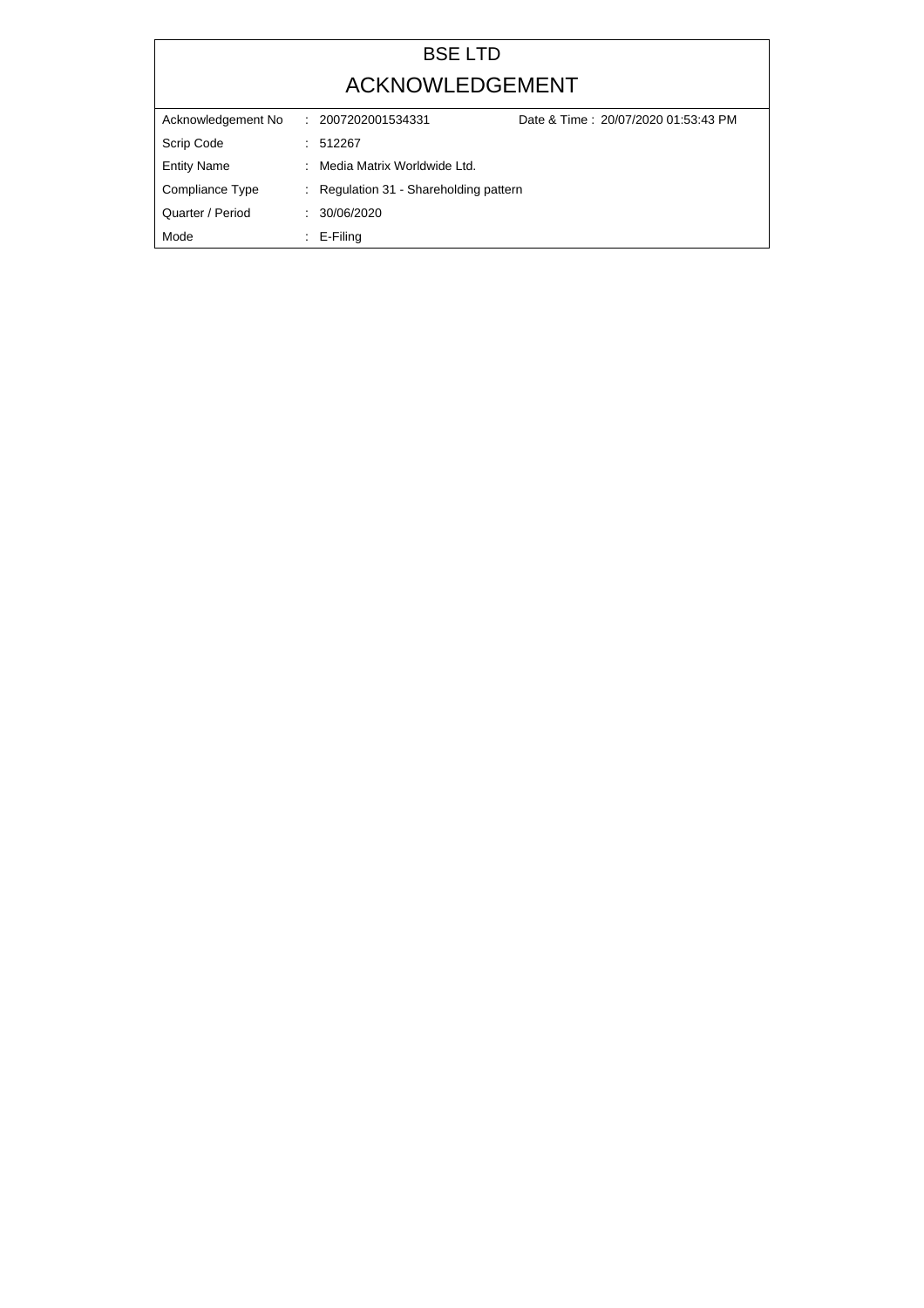# BSE LTD

## ACKNOWLEDGEMENT

| | | | |
|---|---|---|---|
| Acknowledgement No | : | 2007202001534331 | Date & Time : 20/07/2020 01:53:43 PM |
| Scrip Code | : | 512267 | |
| Entity Name | : | Media Matrix Worldwide Ltd. | |
| Compliance Type | : | Regulation 31 - Shareholding pattern | |
| Quarter / Period | : | 30/06/2020 | |
| Mode | : | E-Filing | |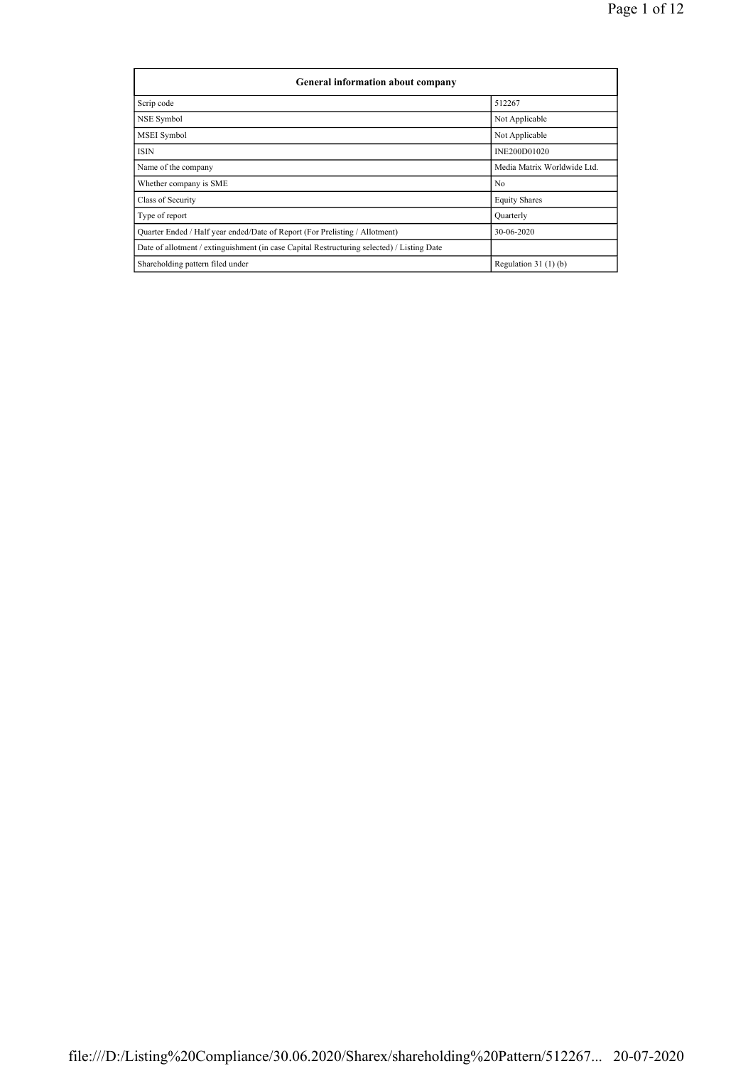| General information about company | |
|---|---|
| Scrip code | 512267 |
| NSE Symbol | Not Applicable |
| MSEI Symbol | Not Applicable |
| ISIN | INE200D01020 |
| Name of the company | Media Matrix Worldwide Ltd. |
| Whether company is SME | No |
| Class of Security | Equity Shares |
| Type of report | Quarterly |
| Quarter Ended / Half year ended/Date of Report (For Prelisting / Allotment) | 30-06-2020 |
| Date of allotment / extinguishment (in case Capital Restructuring selected) / Listing Date | |
| Shareholding pattern filed under | Regulation 31 (1) (b) |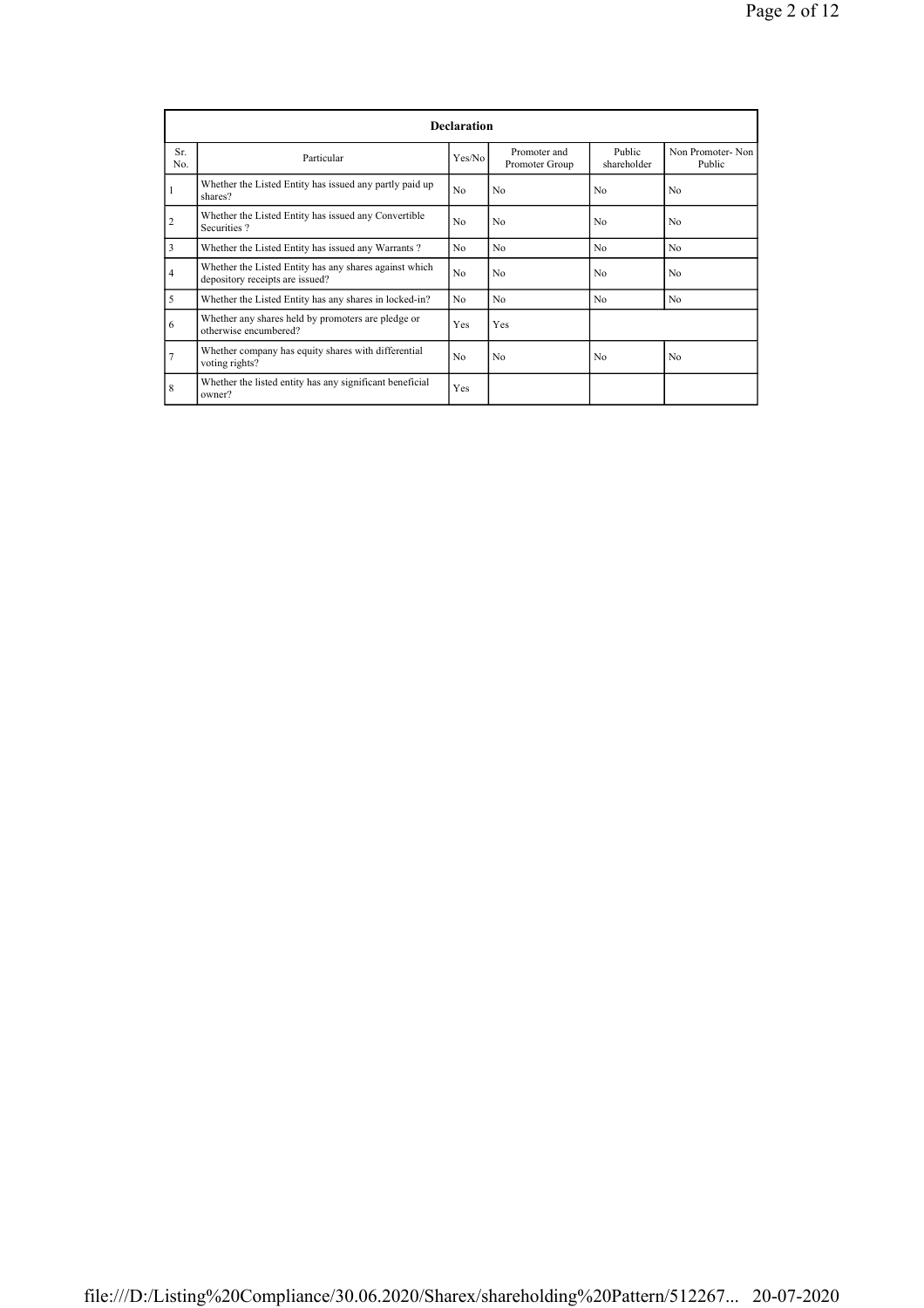| Declaration | | | | | |
|---|---|---|---|---|---|
| Sr. No. | Particular | Yes/No | Promoter and Promoter Group | Public shareholder | Non Promoter- Non Public |
| 1 | Whether the Listed Entity has issued any partly paid up shares? | No | No | No | No |
| 2 | Whether the Listed Entity has issued any Convertible Securities ? | No | No | No | No |
| 3 | Whether the Listed Entity has issued any Warrants ? | No | No | No | No |
| 4 | Whether the Listed Entity has any shares against which depository receipts are issued? | No | No | No | No |
| 5 | Whether the Listed Entity has any shares in locked-in? | No | No | No | No |
| 6 | Whether any shares held by promoters are pledge or otherwise encumbered? | Yes | Yes | | |
| 7 | Whether company has equity shares with differential voting rights? | No | No | No | No |
| 8 | Whether the listed entity has any significant beneficial owner? | Yes | | | |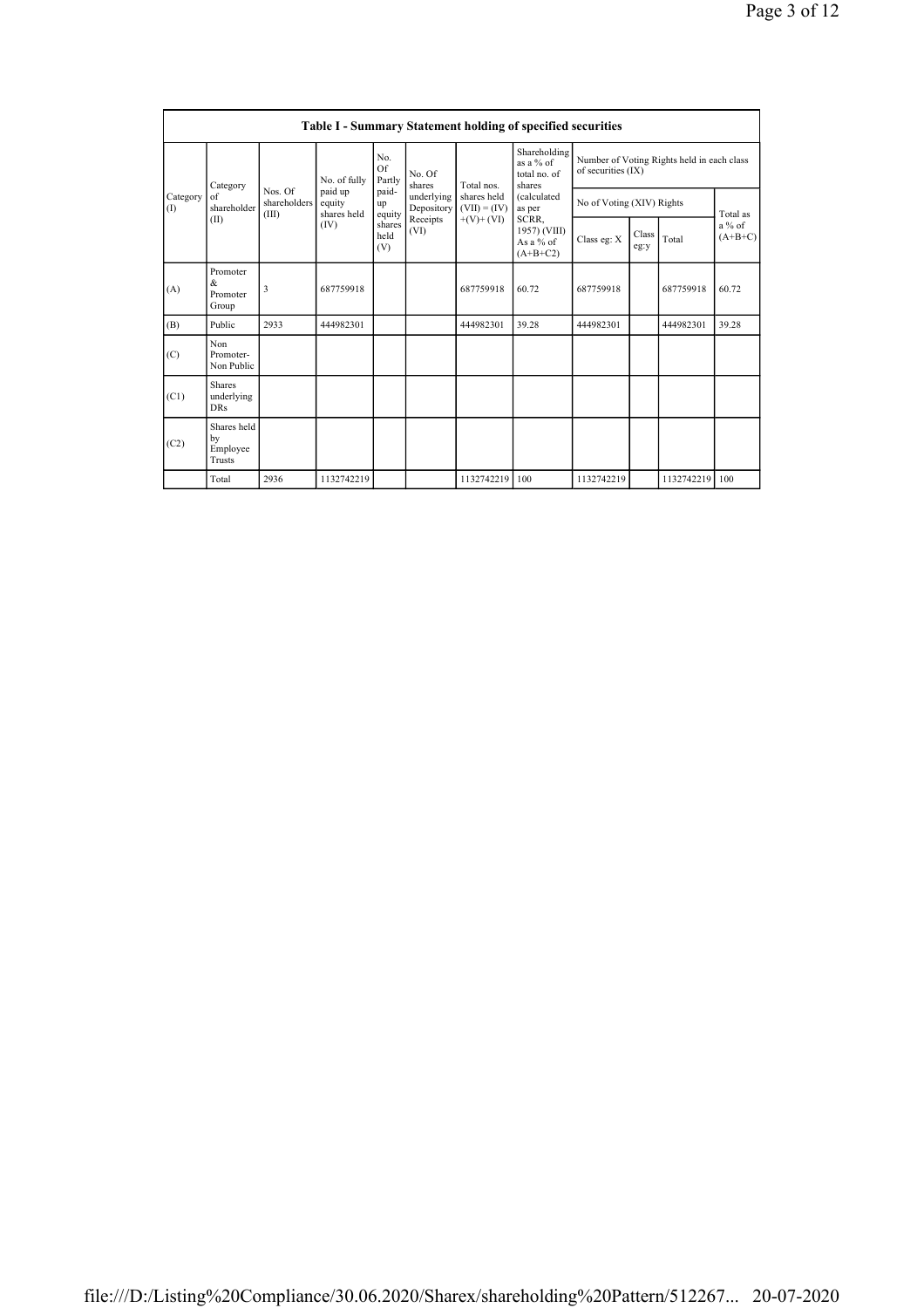## Table I - Summary Statement holding of specified securities

| Category (I) | Category of shareholder (II) | Nos. Of shareholders (III) | No. of fully paid up equity shares held (IV) | No. Of Partly paid-up equity shares held (V) | No. Of shares underlying Depository Receipts (VI) | Total nos. shares held (VII) = (IV)+(V)+ (VI) | Shareholding as a % of total no. of shares (calculated as per SCRR, 1957) (VIII) As a % of (A+B+C2) | Number of Voting Rights held in each class of securities (IX) | | | |
|---|---|---|---|---|---|---|---|---|---|---|---|
| | | | | | | | | No of Voting (XIV) Rights | | | Total as a % of (A+B+C) |
| | | | | | | | | Class eg: X | Class eg:y | Total | |
| (A) | Promoter & Promoter Group | 3 | 687759918 | | | 687759918 | 60.72 | 687759918 | | 687759918 | 60.72 |
| (B) | Public | 2933 | 444982301 | | | 444982301 | 39.28 | 444982301 | | 444982301 | 39.28 |
| (C) | Non Promoter- Non Public | | | | | | | | | | |
| (C1) | Shares underlying DRs | | | | | | | | | | |
| (C2) | Shares held by Employee Trusts | | | | | | | | | | |
| | Total | 2936 | 1132742219 | | | 1132742219 | 100 | 1132742219 | | 1132742219 | 100 |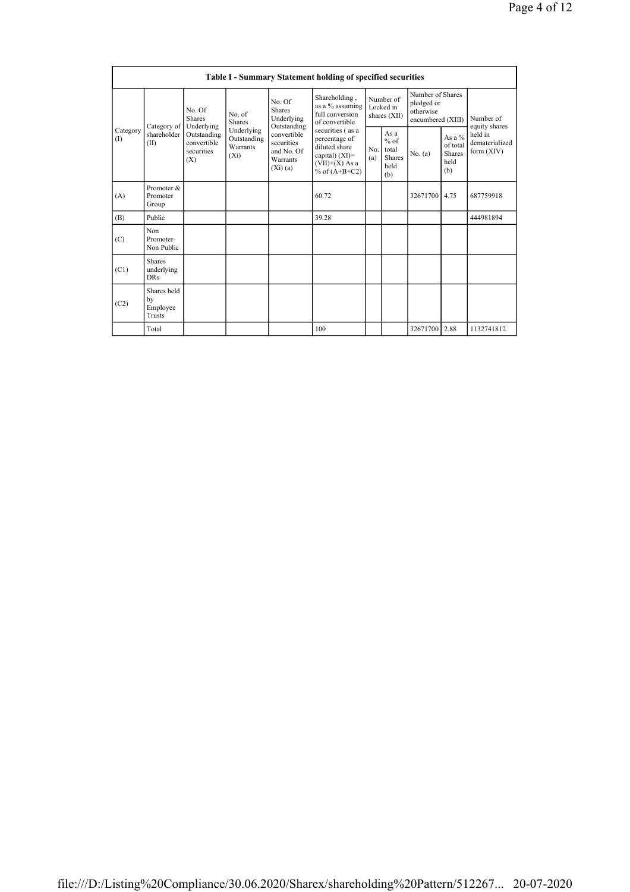| Table I - Summary Statement holding of specified securities | | | | | | | | | | |
|---|---|---|---|---|---|---|---|---|---|---|
| Category (I) | Category of shareholder (II) | No. Of Shares Underlying Outstanding convertible securities (X) | No. of Shares Underlying Outstanding Warrants (Xi) | No. Of Shares Underlying Outstanding convertible securities and No. Of Warrants (Xi) (a) | Shareholding , as a % assuming full conversion of convertible securities ( as a percentage of diluted share capital) (XI)= (VII)+(X) As a % of (A+B+C2) | Number of Locked in shares (XII) | | Number of Shares pledged or otherwise encumbered (XIII) | | Number of equity shares held in dematerialized form (XIV) |
| | | | | | | No. (a) | As a % of total Shares held (b) | No. (a) | As a % of total Shares held (b) | |
| (A) | Promoter & Promoter Group | | | | 60.72 | | | 32671700 | 4.75 | 687759918 |
| (B) | Public | | | | 39.28 | | | | | 444981894 |
| (C) | Non Promoter- Non Public | | | | | | | | | |
| (C1) | Shares underlying DRs | | | | | | | | | |
| (C2) | Shares held by Employee Trusts | | | | | | | | | |
| | Total | | | | 100 | | | 32671700 | 2.88 | 1132741812 |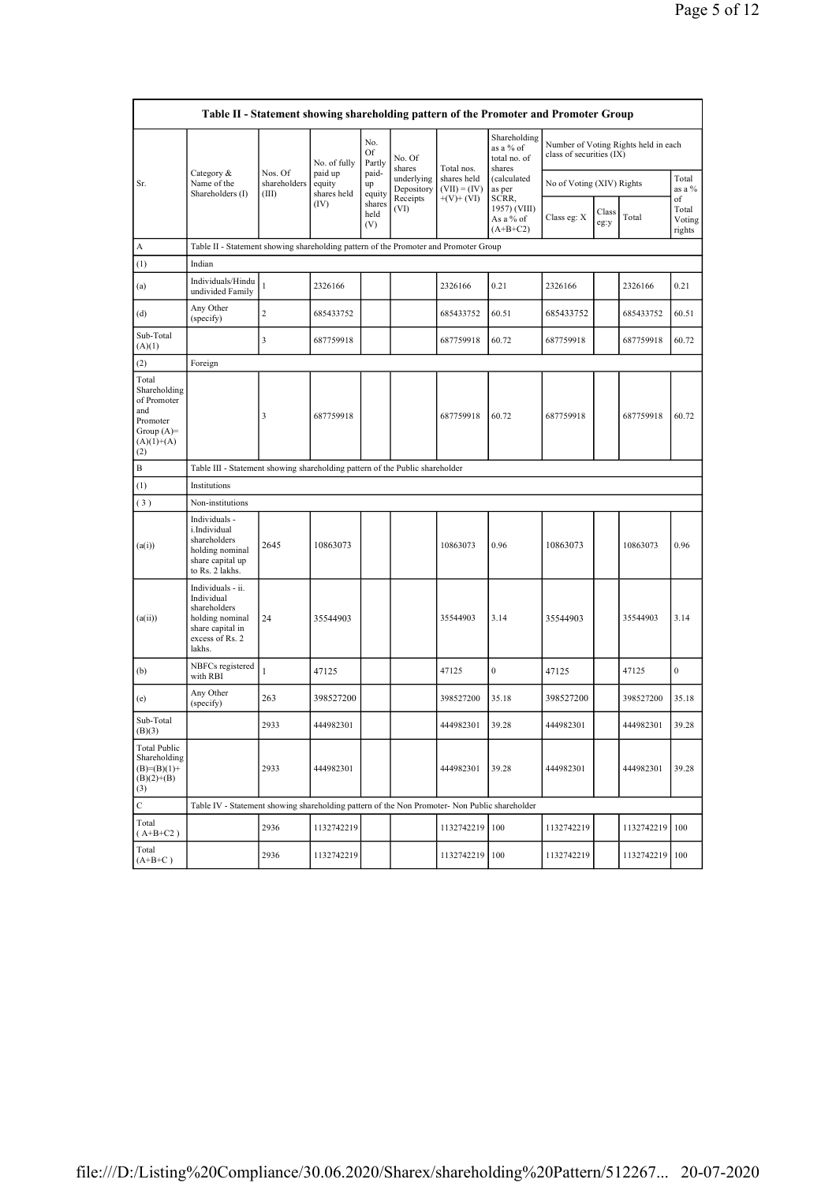## Table II - Statement showing shareholding pattern of the Promoter and Promoter Group

| Sr. | Category & Name of the Shareholders (I) | Nos. Of shareholders (III) | No. of fully paid up equity shares held (IV) | No. Of Partly paid-up equity shares held (V) | No. Of shares underlying Depository Receipts (VI) | Total nos. shares held (VII) = (IV)+(V)+ (VI) | Shareholding as a % of total no. of shares (calculated as per SCRR, 1957) (VIII) As a % of (A+B+C2) | Number of Voting Rights held in each class of securities (IX) | | | |
|---|---|---|---|---|---|---|---|---|---|---|---|
| | | | | | | | | No of Voting (XIV) Rights | | | Total as a % of Total Voting rights |
| | | | | | | | | Class eg: X | Class eg:y | Total | |
| A | Table II - Statement showing shareholding pattern of the Promoter and Promoter Group | | | | | | | | | | |
| (1) | Indian | | | | | | | | | | |
| (a) | Individuals/Hindu undivided Family | 1 | 2326166 | | | 2326166 | 0.21 | 2326166 | | 2326166 | 0.21 |
| (d) | Any Other (specify) | 2 | 685433752 | | | 685433752 | 60.51 | 685433752 | | 685433752 | 60.51 |
| Sub-Total (A)(1) | | 3 | 687759918 | | | 687759918 | 60.72 | 687759918 | | 687759918 | 60.72 |
| (2) | Foreign | | | | | | | | | | |
| Total Shareholding of Promoter and Promoter Group (A)=(A)(1)+(A)(2) | | 3 | 687759918 | | | 687759918 | 60.72 | 687759918 | | 687759918 | 60.72 |
| B | Table III - Statement showing shareholding pattern of the Public shareholder | | | | | | | | | | |
| (1) | Institutions | | | | | | | | | | |
| (3) | Non-institutions | | | | | | | | | | |
| (a(i)) | Individuals - i.Individual shareholders holding nominal share capital up to Rs. 2 lakhs. | 2645 | 10863073 | | | 10863073 | 0.96 | 10863073 | | 10863073 | 0.96 |
| (a(ii)) | Individuals - ii. Individual shareholders holding nominal share capital in excess of Rs. 2 lakhs. | 24 | 35544903 | | | 35544903 | 3.14 | 35544903 | | 35544903 | 3.14 |
| (b) | NBFCs registered with RBI | 1 | 47125 | | | 47125 | 0 | 47125 | | 47125 | 0 |
| (e) | Any Other (specify) | 263 | 398527200 | | | 398527200 | 35.18 | 398527200 | | 398527200 | 35.18 |
| Sub-Total (B)(3) | | 2933 | 444982301 | | | 444982301 | 39.28 | 444982301 | | 444982301 | 39.28 |
| Total Public Shareholding (B)=(B)(1)+(B)(2)+(B)(3) | | 2933 | 444982301 | | | 444982301 | 39.28 | 444982301 | | 444982301 | 39.28 |
| C | Table IV - Statement showing shareholding pattern of the Non Promoter- Non Public shareholder | | | | | | | | | | |
| Total ( A+B+C2 ) | | 2936 | 1132742219 | | | 1132742219 | 100 | 1132742219 | | 1132742219 | 100 |
| Total (A+B+C ) | | 2936 | 1132742219 | | | 1132742219 | 100 | 1132742219 | | 1132742219 | 100 |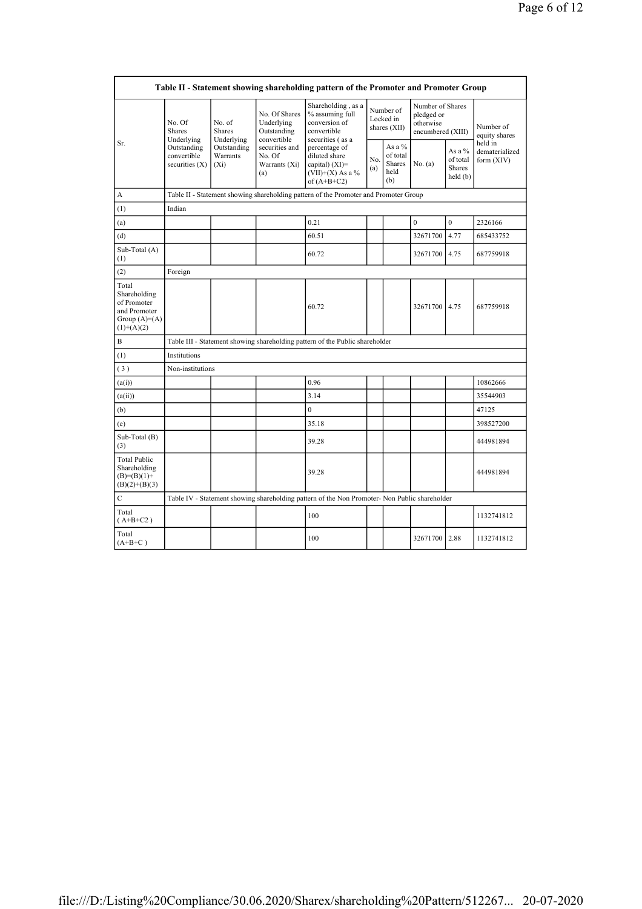| Table II - Statement showing shareholding pattern of the Promoter and Promoter Group | | | | | | | | | |
|---|---|---|---|---|---|---|---|---|---|
| Sr. | No. Of Shares Underlying Outstanding convertible securities (X) | No. of Shares Underlying Outstanding Warrants (Xi) | No. Of Shares Underlying Outstanding convertible securities and No. Of Warrants (Xi) (a) | Shareholding , as a % assuming full conversion of convertible securities ( as a percentage of diluted share capital) (XI)= (VII)+(X) As a % of (A+B+C2) | Number of Locked in shares (XII) | | Number of Shares pledged or otherwise encumbered (XIII) | | Number of equity shares held in dematerialized form (XIV) |
| | | | | | No. (a) | As a % of total Shares held (b) | No. (a) | As a % of total Shares held (b) | |
| A | Table II - Statement showing shareholding pattern of the Promoter and Promoter Group | | | | | | | | |
| (1) | Indian | | | | | | | | |
| (a) | | | | 0.21 | | | 0 | 0 | 2326166 |
| (d) | | | | 60.51 | | | 32671700 | 4.77 | 685433752 |
| Sub-Total (A) (1) | | | | 60.72 | | | 32671700 | 4.75 | 687759918 |
| (2) | Foreign | | | | | | | | |
| Total Shareholding of Promoter and Promoter Group (A)=(A)(1)+(A)(2) | | | | 60.72 | | | 32671700 | 4.75 | 687759918 |
| B | Table III - Statement showing shareholding pattern of the Public shareholder | | | | | | | | |
| (1) | Institutions | | | | | | | | |
| (3) | Non-institutions | | | | | | | | |
| (a(i)) | | | | 0.96 | | | | | 10862666 |
| (a(ii)) | | | | 3.14 | | | | | 35544903 |
| (b) | | | | 0 | | | | | 47125 |
| (e) | | | | 35.18 | | | | | 398527200 |
| Sub-Total (B) (3) | | | | 39.28 | | | | | 444981894 |
| Total Public Shareholding (B)=(B)(1)+(B)(2)+(B)(3) | | | | 39.28 | | | | | 444981894 |
| C | Table IV - Statement showing shareholding pattern of the Non Promoter- Non Public shareholder | | | | | | | | |
| Total ( A+B+C2 ) | | | | 100 | | | | | 1132741812 |
| Total (A+B+C ) | | | | 100 | | | 32671700 | 2.88 | 1132741812 |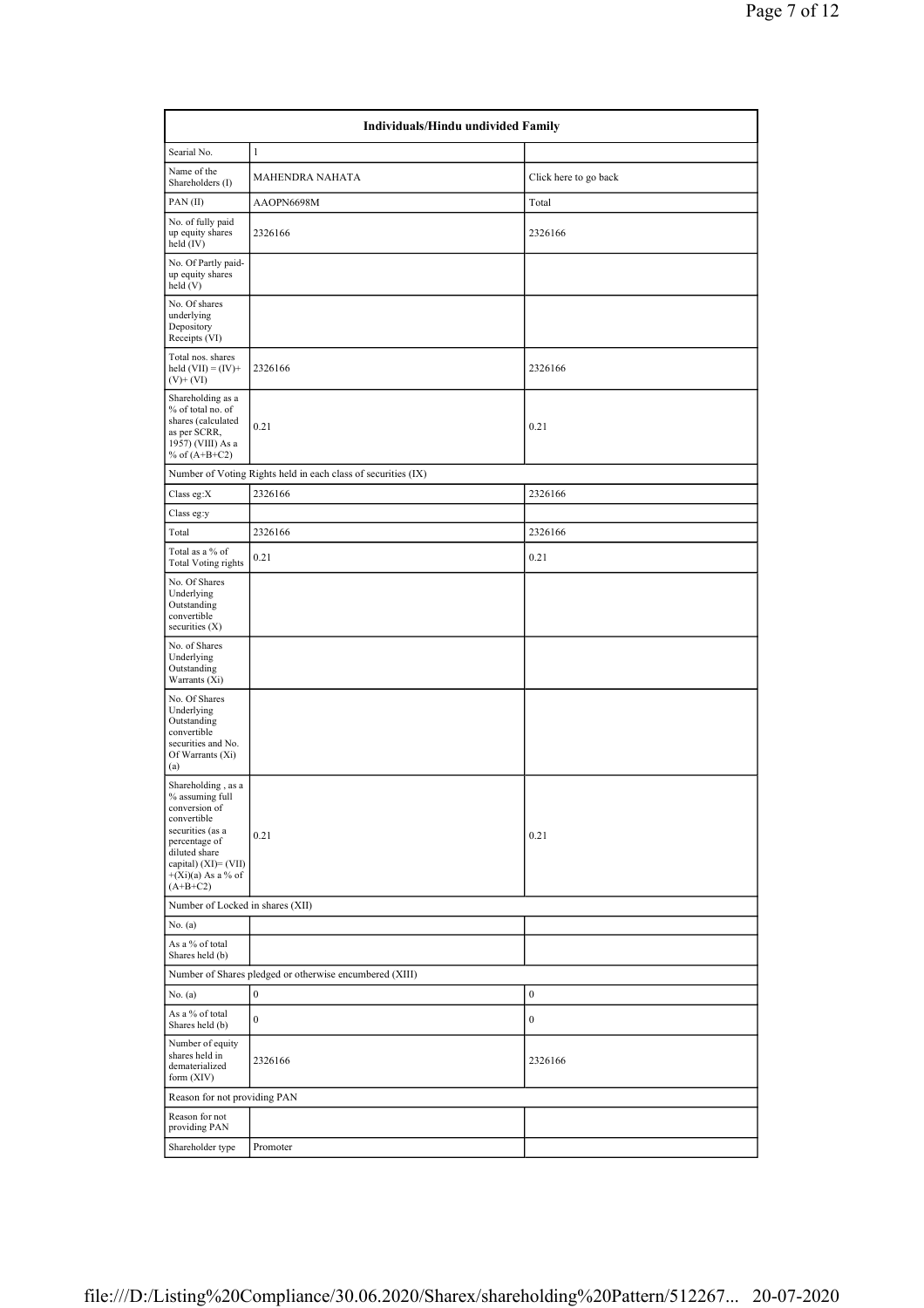| Individuals/Hindu undivided Family | | |
|---|---|---|
| Searial No. | 1 | |
| Name of the Shareholders (I) | MAHENDRA NAHATA | Click here to go back |
| PAN (II) | AAOPN6698M | Total |
| No. of fully paid up equity shares held (IV) | 2326166 | 2326166 |
| No. Of Partly paid-up equity shares held (V) | | |
| No. Of shares underlying Depository Receipts (VI) | | |
| Total nos. shares held (VII) = (IV)+ (V)+ (VI) | 2326166 | 2326166 |
| Shareholding as a % of total no. of shares (calculated as per SCRR, 1957) (VIII) As a % of (A+B+C2) | 0.21 | 0.21 |
| Number of Voting Rights held in each class of securities (IX) | | |
| Class eg:X | 2326166 | 2326166 |
| Class eg:y | | |
| Total | 2326166 | 2326166 |
| Total as a % of Total Voting rights | 0.21 | 0.21 |
| No. Of Shares Underlying Outstanding convertible securities (X) | | |
| No. of Shares Underlying Outstanding Warrants (Xi) | | |
| No. Of Shares Underlying Outstanding convertible securities and No. Of Warrants (Xi) (a) | | |
| Shareholding , as a % assuming full conversion of convertible securities (as a percentage of diluted share capital) (XI)= (VII) +(Xi)(a) As a % of (A+B+C2) | 0.21 | 0.21 |
| Number of Locked in shares (XII) | | |
| No. (a) | | |
| As a % of total Shares held (b) | | |
| Number of Shares pledged or otherwise encumbered (XIII) | | |
| No. (a) | 0 | 0 |
| As a % of total Shares held (b) | 0 | 0 |
| Number of equity shares held in dematerialized form (XIV) | 2326166 | 2326166 |
| Reason for not providing PAN | | |
| Reason for not providing PAN | | |
| Shareholder type | Promoter | |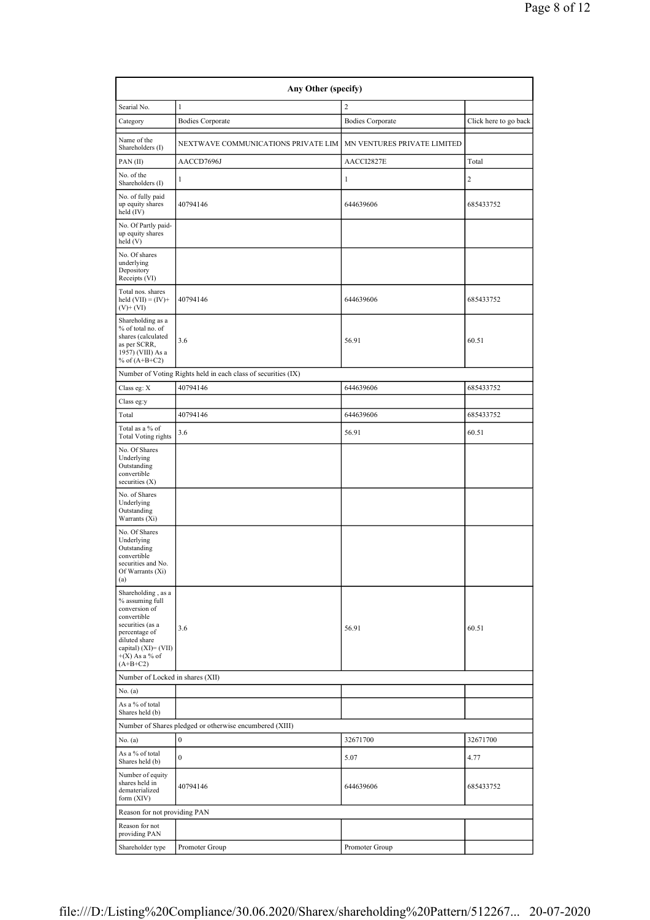| Any Other (specify) | | | |
|---|---|---|---|
| Searial No. | 1 | 2 | |
| Category | Bodies Corporate | Bodies Corporate | Click here to go back |
| Name of the Shareholders (I) | NEXTWAVE COMMUNICATIONS PRIVATE LIM | MN VENTURES PRIVATE LIMITED | |
| PAN (II) | AACCD7696J | AACCI2827E | Total |
| No. of the Shareholders (I) | 1 | 1 | 2 |
| No. of fully paid up equity shares held (IV) | 40794146 | 644639606 | 685433752 |
| No. Of Partly paid-up equity shares held (V) | | | |
| No. Of shares underlying Depository Receipts (VI) | | | |
| Total nos. shares held (VII) = (IV)+ (V)+ (VI) | 40794146 | 644639606 | 685433752 |
| Shareholding as a % of total no. of shares (calculated as per SCRR, 1957) (VIII) As a % of (A+B+C2) | 3.6 | 56.91 | 60.51 |
| Number of Voting Rights held in each class of securities (IX) | | | |
| Class eg: X | 40794146 | 644639606 | 685433752 |
| Class eg:y | | | |
| Total | 40794146 | 644639606 | 685433752 |
| Total as a % of Total Voting rights | 3.6 | 56.91 | 60.51 |
| No. Of Shares Underlying Outstanding convertible securities (X) | | | |
| No. of Shares Underlying Outstanding Warrants (Xi) | | | |
| No. Of Shares Underlying Outstanding convertible securities and No. Of Warrants (Xi) (a) | | | |
| Shareholding , as a % assuming full conversion of convertible securities (as a percentage of diluted share capital) (XI)= (VII) +(X) As a % of (A+B+C2) | 3.6 | 56.91 | 60.51 |
| Number of Locked in shares (XII) | | | |
| No. (a) | | | |
| As a % of total Shares held (b) | | | |
| Number of Shares pledged or otherwise encumbered (XIII) | | | |
| No. (a) | 0 | 32671700 | 32671700 |
| As a % of total Shares held (b) | 0 | 5.07 | 4.77 |
| Number of equity shares held in dematerialized form (XIV) | 40794146 | 644639606 | 685433752 |
| Reason for not providing PAN | | | |
| Reason for not providing PAN | | | |
| Shareholder type | Promoter Group | Promoter Group | |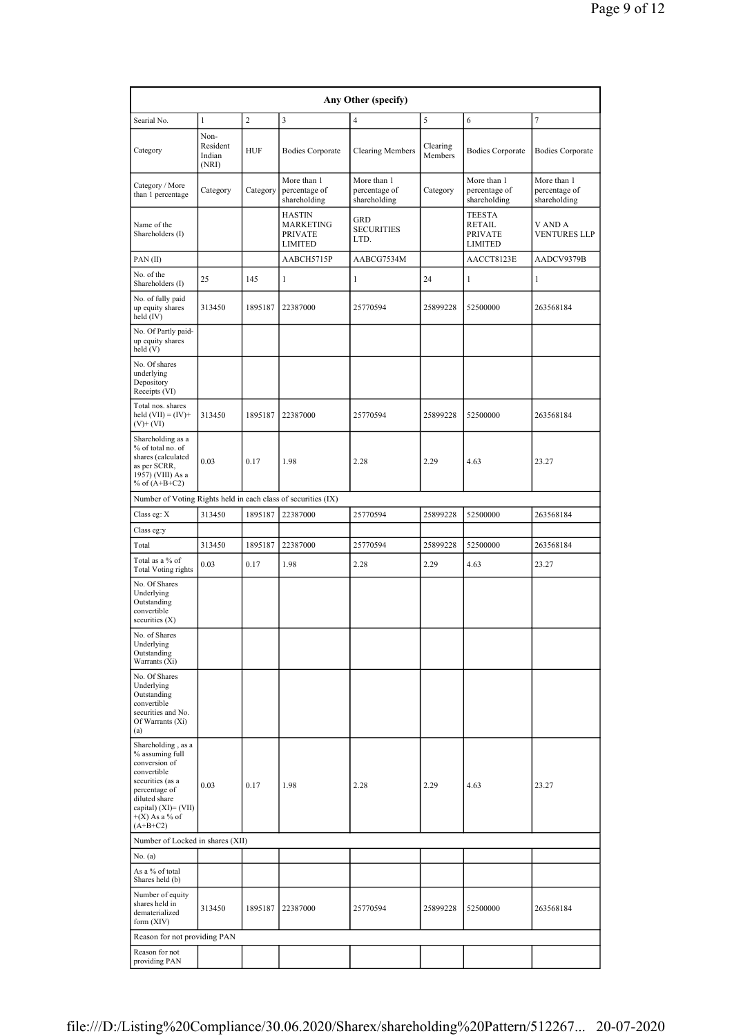| Any Other (specify) | | | | | | | |
|---|---|---|---|---|---|---|---|
| Searial No. | 1 | 2 | 3 | 4 | 5 | 6 | 7 |
| Category | Non-Resident Indian (NRI) | HUF | Bodies Corporate | Clearing Members | Clearing Members | Bodies Corporate | Bodies Corporate |
| Category / More than 1 percentage | Category | Category | More than 1 percentage of shareholding | More than 1 percentage of shareholding | Category | More than 1 percentage of shareholding | More than 1 percentage of shareholding |
| Name of the Shareholders (I) | | | HASTIN MARKETING PRIVATE LIMITED | GRD SECURITIES LTD. | | TEESTA RETAIL PRIVATE LIMITED | V AND A VENTURES LLP |
| PAN (II) | | | AABCH5715P | AABCG7534M | | AACCT8123E | AADCV9379B |
| No. of the Shareholders (I) | 25 | 145 | 1 | 1 | 24 | 1 | 1 |
| No. of fully paid up equity shares held (IV) | 313450 | 1895187 | 22387000 | 25770594 | 25899228 | 52500000 | 263568184 |
| No. Of Partly paid-up equity shares held (V) | | | | | | | |
| No. Of shares underlying Depository Receipts (VI) | | | | | | | |
| Total nos. shares held (VII) = (IV)+(V)+ (VI) | 313450 | 1895187 | 22387000 | 25770594 | 25899228 | 52500000 | 263568184 |
| Shareholding as a % of total no. of shares (calculated as per SCRR, 1957) (VIII) As a % of (A+B+C2) | 0.03 | 0.17 | 1.98 | 2.28 | 2.29 | 4.63 | 23.27 |
| Number of Voting Rights held in each class of securities (IX) | | | | | | | |
| Class eg: X | 313450 | 1895187 | 22387000 | 25770594 | 25899228 | 52500000 | 263568184 |
| Class eg:y | | | | | | | |
| Total | 313450 | 1895187 | 22387000 | 25770594 | 25899228 | 52500000 | 263568184 |
| Total as a % of Total Voting rights | 0.03 | 0.17 | 1.98 | 2.28 | 2.29 | 4.63 | 23.27 |
| No. Of Shares Underlying Outstanding convertible securities (X) | | | | | | | |
| No. of Shares Underlying Outstanding Warrants (Xi) | | | | | | | |
| No. Of Shares Underlying Outstanding convertible securities and No. Of Warrants (Xi) (a) | | | | | | | |
| Shareholding , as a % assuming full conversion of convertible securities (as a percentage of diluted share capital) (XI)= (VII)+(X) As a % of (A+B+C2) | 0.03 | 0.17 | 1.98 | 2.28 | 2.29 | 4.63 | 23.27 |
| Number of Locked in shares (XII) | | | | | | | |
| No. (a) | | | | | | | |
| As a % of total Shares held (b) | | | | | | | |
| Number of equity shares held in dematerialized form (XIV) | 313450 | 1895187 | 22387000 | 25770594 | 25899228 | 52500000 | 263568184 |
| Reason for not providing PAN | | | | | | | |
| Reason for not providing PAN | | | | | | | |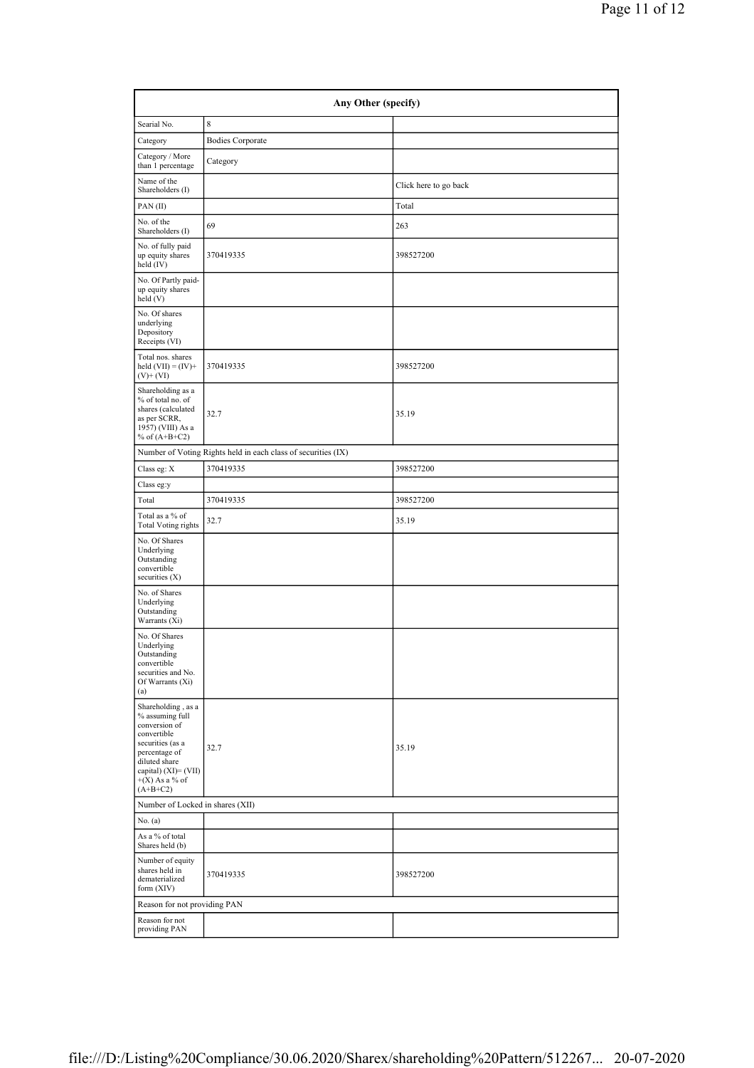| Any Other (specify) | | |
|---|---|---|
| Searial No. | 8 | |
| Category | Bodies Corporate | |
| Category / More than 1 percentage | Category | |
| Name of the Shareholders (I) | | Click here to go back |
| PAN (II) | | Total |
| No. of the Shareholders (I) | 69 | 263 |
| No. of fully paid up equity shares held (IV) | 370419335 | 398527200 |
| No. Of Partly paid-up equity shares held (V) | | |
| No. Of shares underlying Depository Receipts (VI) | | |
| Total nos. shares held (VII) = (IV)+ (V)+ (VI) | 370419335 | 398527200 |
| Shareholding as a % of total no. of shares (calculated as per SCRR, 1957) (VIII) As a % of (A+B+C2) | 32.7 | 35.19 |
| Number of Voting Rights held in each class of securities (IX) | | |
| Class eg: X | 370419335 | 398527200 |
| Class eg:y | | |
| Total | 370419335 | 398527200 |
| Total as a % of Total Voting rights | 32.7 | 35.19 |
| No. Of Shares Underlying Outstanding convertible securities (X) | | |
| No. of Shares Underlying Outstanding Warrants (Xi) | | |
| No. Of Shares Underlying Outstanding convertible securities and No. Of Warrants (Xi) (a) | | |
| Shareholding , as a % assuming full conversion of convertible securities (as a percentage of diluted share capital) (XI)= (VII) +(X) As a % of (A+B+C2) | 32.7 | 35.19 |
| Number of Locked in shares (XII) | | |
| No. (a) | | |
| As a % of total Shares held (b) | | |
| Number of equity shares held in dematerialized form (XIV) | 370419335 | 398527200 |
| Reason for not providing PAN | | |
| Reason for not providing PAN | | |